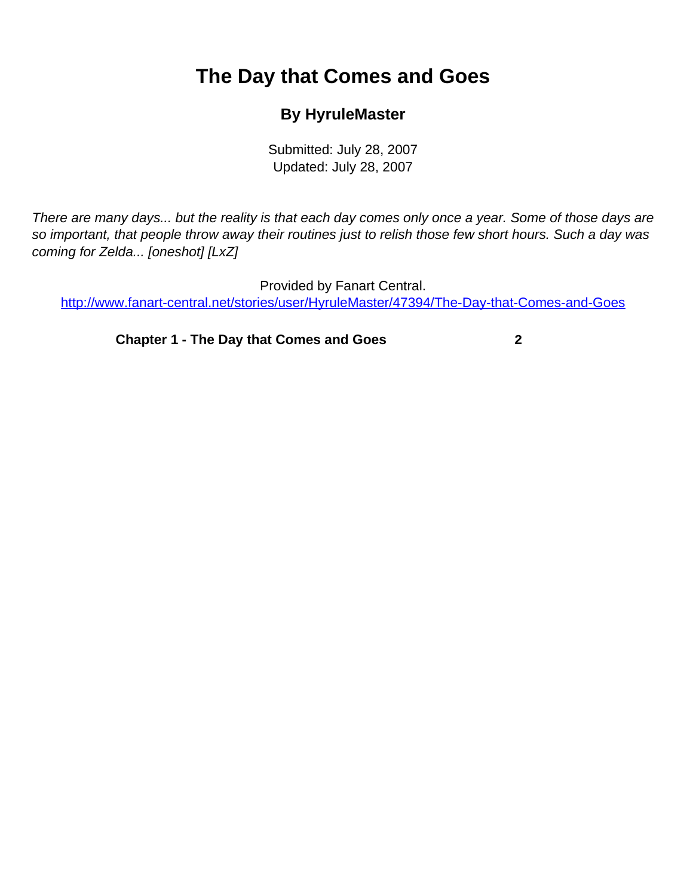# The Day that Comes and Goes

### By HyruleMaster

Submitted: July 28, 2007
Updated: July 28, 2007

*There are many days... but the reality is that each day comes only once a year. Some of those days are so important, that people throw away their routines just to relish those few short hours. Such a day was coming for Zelda... [oneshot] [LxZ]*

Provided by Fanart Central.
http://www.fanart-central.net/stories/user/HyruleMaster/47394/The-Day-that-Comes-and-Goes

**Chapter 1 - The Day that Comes and Goes** **2**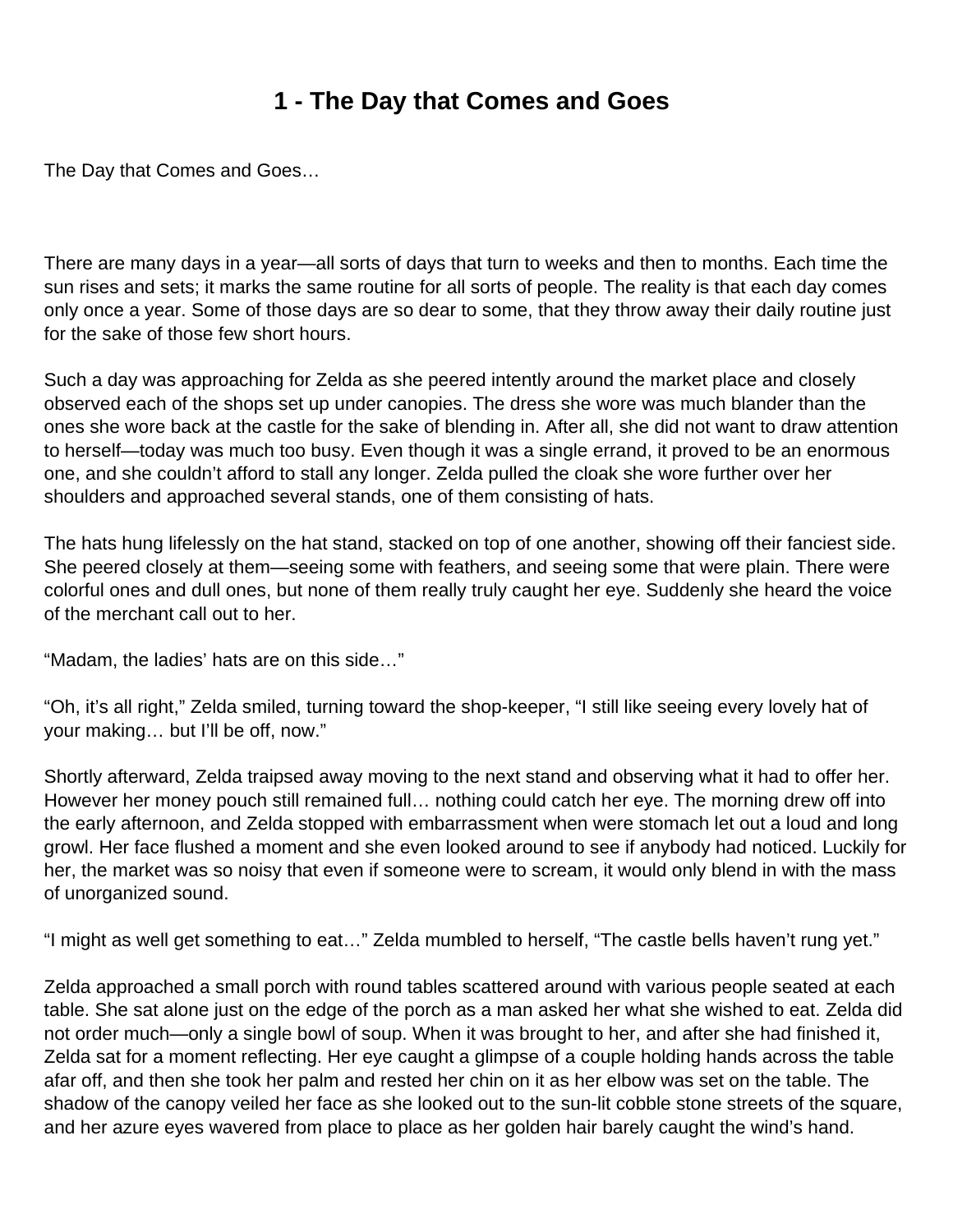# 1 - The Day that Comes and Goes

The Day that Comes and Goes…

There are many days in a year—all sorts of days that turn to weeks and then to months. Each time the sun rises and sets; it marks the same routine for all sorts of people. The reality is that each day comes only once a year. Some of those days are so dear to some, that they throw away their daily routine just for the sake of those few short hours.

Such a day was approaching for Zelda as she peered intently around the market place and closely observed each of the shops set up under canopies. The dress she wore was much blander than the ones she wore back at the castle for the sake of blending in. After all, she did not want to draw attention to herself—today was much too busy. Even though it was a single errand, it proved to be an enormous one, and she couldn't afford to stall any longer. Zelda pulled the cloak she wore further over her shoulders and approached several stands, one of them consisting of hats.

The hats hung lifelessly on the hat stand, stacked on top of one another, showing off their fanciest side. She peered closely at them—seeing some with feathers, and seeing some that were plain. There were colorful ones and dull ones, but none of them really truly caught her eye. Suddenly she heard the voice of the merchant call out to her.

"Madam, the ladies' hats are on this side…"

"Oh, it's all right," Zelda smiled, turning toward the shop-keeper, "I still like seeing every lovely hat of your making… but I'll be off, now."

Shortly afterward, Zelda traipsed away moving to the next stand and observing what it had to offer her. However her money pouch still remained full… nothing could catch her eye. The morning drew off into the early afternoon, and Zelda stopped with embarrassment when were stomach let out a loud and long growl. Her face flushed a moment and she even looked around to see if anybody had noticed. Luckily for her, the market was so noisy that even if someone were to scream, it would only blend in with the mass of unorganized sound.

"I might as well get something to eat…" Zelda mumbled to herself, "The castle bells haven't rung yet."

Zelda approached a small porch with round tables scattered around with various people seated at each table. She sat alone just on the edge of the porch as a man asked her what she wished to eat. Zelda did not order much—only a single bowl of soup. When it was brought to her, and after she had finished it, Zelda sat for a moment reflecting. Her eye caught a glimpse of a couple holding hands across the table afar off, and then she took her palm and rested her chin on it as her elbow was set on the table. The shadow of the canopy veiled her face as she looked out to the sun-lit cobble stone streets of the square, and her azure eyes wavered from place to place as her golden hair barely caught the wind's hand.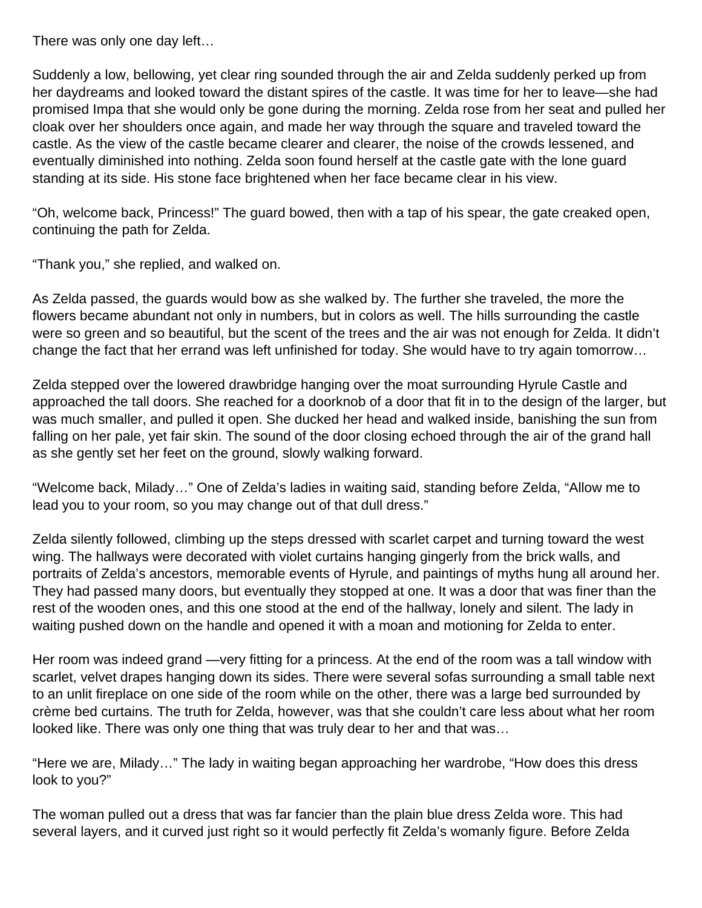There was only one day left…

Suddenly a low, bellowing, yet clear ring sounded through the air and Zelda suddenly perked up from her daydreams and looked toward the distant spires of the castle. It was time for her to leave—she had promised Impa that she would only be gone during the morning. Zelda rose from her seat and pulled her cloak over her shoulders once again, and made her way through the square and traveled toward the castle. As the view of the castle became clearer and clearer, the noise of the crowds lessened, and eventually diminished into nothing. Zelda soon found herself at the castle gate with the lone guard standing at its side. His stone face brightened when her face became clear in his view.

“Oh, welcome back, Princess!” The guard bowed, then with a tap of his spear, the gate creaked open, continuing the path for Zelda.

“Thank you,” she replied, and walked on.

As Zelda passed, the guards would bow as she walked by. The further she traveled, the more the flowers became abundant not only in numbers, but in colors as well. The hills surrounding the castle were so green and so beautiful, but the scent of the trees and the air was not enough for Zelda. It didn’t change the fact that her errand was left unfinished for today. She would have to try again tomorrow…

Zelda stepped over the lowered drawbridge hanging over the moat surrounding Hyrule Castle and approached the tall doors. She reached for a doorknob of a door that fit in to the design of the larger, but was much smaller, and pulled it open. She ducked her head and walked inside, banishing the sun from falling on her pale, yet fair skin. The sound of the door closing echoed through the air of the grand hall as she gently set her feet on the ground, slowly walking forward.

“Welcome back, Milady…” One of Zelda’s ladies in waiting said, standing before Zelda, “Allow me to lead you to your room, so you may change out of that dull dress.”

Zelda silently followed, climbing up the steps dressed with scarlet carpet and turning toward the west wing. The hallways were decorated with violet curtains hanging gingerly from the brick walls, and portraits of Zelda’s ancestors, memorable events of Hyrule, and paintings of myths hung all around her. They had passed many doors, but eventually they stopped at one. It was a door that was finer than the rest of the wooden ones, and this one stood at the end of the hallway, lonely and silent. The lady in waiting pushed down on the handle and opened it with a moan and motioning for Zelda to enter.

Her room was indeed grand —very fitting for a princess. At the end of the room was a tall window with scarlet, velvet drapes hanging down its sides. There were several sofas surrounding a small table next to an unlit fireplace on one side of the room while on the other, there was a large bed surrounded by crème bed curtains. The truth for Zelda, however, was that she couldn’t care less about what her room looked like. There was only one thing that was truly dear to her and that was…

“Here we are, Milady…” The lady in waiting began approaching her wardrobe, “How does this dress look to you?”

The woman pulled out a dress that was far fancier than the plain blue dress Zelda wore. This had several layers, and it curved just right so it would perfectly fit Zelda’s womanly figure. Before Zelda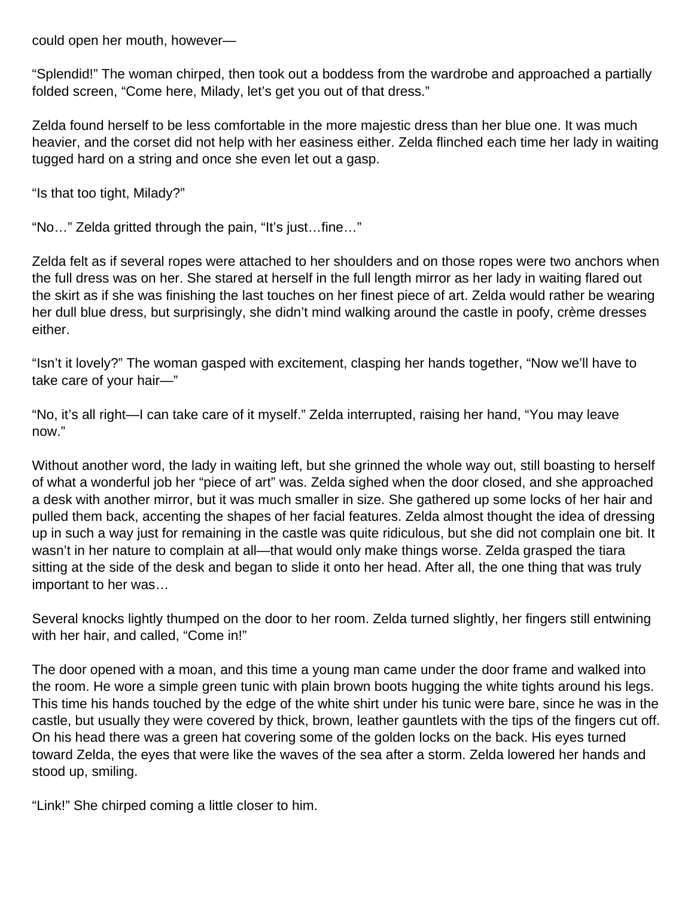could open her mouth, however—

“Splendid!” The woman chirped, then took out a boddess from the wardrobe and approached a partially folded screen, “Come here, Milady, let’s get you out of that dress.”

Zelda found herself to be less comfortable in the more majestic dress than her blue one. It was much heavier, and the corset did not help with her easiness either. Zelda flinched each time her lady in waiting tugged hard on a string and once she even let out a gasp.

“Is that too tight, Milady?”

“No…” Zelda gritted through the pain, “It’s just…fine…”

Zelda felt as if several ropes were attached to her shoulders and on those ropes were two anchors when the full dress was on her. She stared at herself in the full length mirror as her lady in waiting flared out the skirt as if she was finishing the last touches on her finest piece of art. Zelda would rather be wearing her dull blue dress, but surprisingly, she didn’t mind walking around the castle in poofy, crème dresses either.

“Isn’t it lovely?” The woman gasped with excitement, clasping her hands together, “Now we’ll have to take care of your hair—”

“No, it’s all right—I can take care of it myself.” Zelda interrupted, raising her hand, “You may leave now.”

Without another word, the lady in waiting left, but she grinned the whole way out, still boasting to herself of what a wonderful job her “piece of art” was. Zelda sighed when the door closed, and she approached a desk with another mirror, but it was much smaller in size. She gathered up some locks of her hair and pulled them back, accenting the shapes of her facial features. Zelda almost thought the idea of dressing up in such a way just for remaining in the castle was quite ridiculous, but she did not complain one bit. It wasn’t in her nature to complain at all—that would only make things worse. Zelda grasped the tiara sitting at the side of the desk and began to slide it onto her head. After all, the one thing that was truly important to her was…

Several knocks lightly thumped on the door to her room. Zelda turned slightly, her fingers still entwining with her hair, and called, “Come in!”

The door opened with a moan, and this time a young man came under the door frame and walked into the room. He wore a simple green tunic with plain brown boots hugging the white tights around his legs. This time his hands touched by the edge of the white shirt under his tunic were bare, since he was in the castle, but usually they were covered by thick, brown, leather gauntlets with the tips of the fingers cut off. On his head there was a green hat covering some of the golden locks on the back. His eyes turned toward Zelda, the eyes that were like the waves of the sea after a storm. Zelda lowered her hands and stood up, smiling.

“Link!” She chirped coming a little closer to him.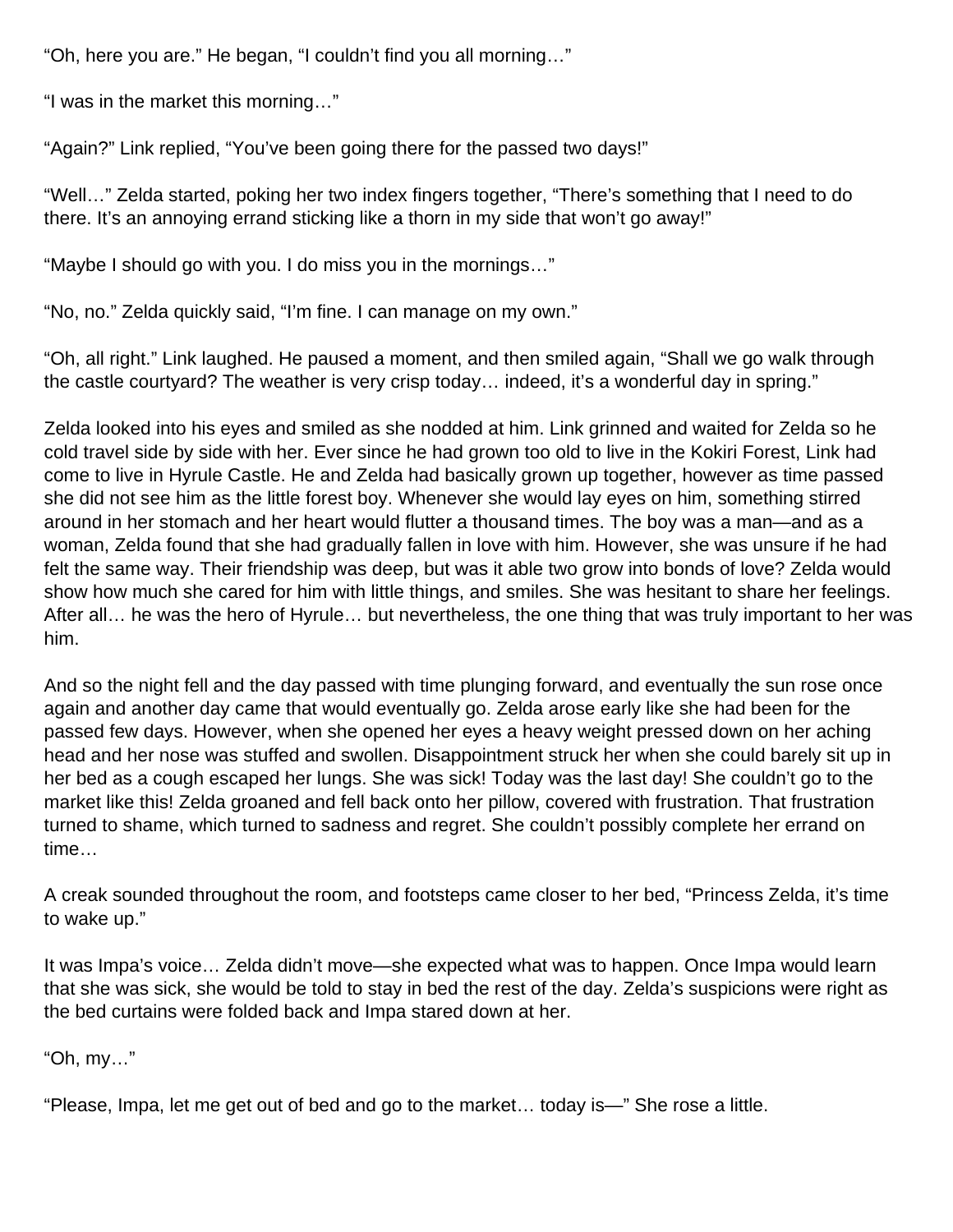"Oh, here you are." He began, "I couldn't find you all morning…"

"I was in the market this morning…"

"Again?" Link replied, "You've been going there for the passed two days!"

"Well…" Zelda started, poking her two index fingers together, "There's something that I need to do there. It's an annoying errand sticking like a thorn in my side that won't go away!"

"Maybe I should go with you. I do miss you in the mornings…"

"No, no." Zelda quickly said, "I'm fine. I can manage on my own."

"Oh, all right." Link laughed. He paused a moment, and then smiled again, "Shall we go walk through the castle courtyard? The weather is very crisp today… indeed, it's a wonderful day in spring."

Zelda looked into his eyes and smiled as she nodded at him. Link grinned and waited for Zelda so he cold travel side by side with her. Ever since he had grown too old to live in the Kokiri Forest, Link had come to live in Hyrule Castle. He and Zelda had basically grown up together, however as time passed she did not see him as the little forest boy. Whenever she would lay eyes on him, something stirred around in her stomach and her heart would flutter a thousand times. The boy was a man—and as a woman, Zelda found that she had gradually fallen in love with him. However, she was unsure if he had felt the same way. Their friendship was deep, but was it able two grow into bonds of love? Zelda would show how much she cared for him with little things, and smiles. She was hesitant to share her feelings. After all… he was the hero of Hyrule… but nevertheless, the one thing that was truly important to her was him.

And so the night fell and the day passed with time plunging forward, and eventually the sun rose once again and another day came that would eventually go. Zelda arose early like she had been for the passed few days. However, when she opened her eyes a heavy weight pressed down on her aching head and her nose was stuffed and swollen. Disappointment struck her when she could barely sit up in her bed as a cough escaped her lungs. She was sick! Today was the last day! She couldn't go to the market like this! Zelda groaned and fell back onto her pillow, covered with frustration. That frustration turned to shame, which turned to sadness and regret. She couldn't possibly complete her errand on time…

A creak sounded throughout the room, and footsteps came closer to her bed, "Princess Zelda, it's time to wake up."

It was Impa's voice… Zelda didn't move—she expected what was to happen. Once Impa would learn that she was sick, she would be told to stay in bed the rest of the day. Zelda's suspicions were right as the bed curtains were folded back and Impa stared down at her.

"Oh, my…"

"Please, Impa, let me get out of bed and go to the market… today is—" She rose a little.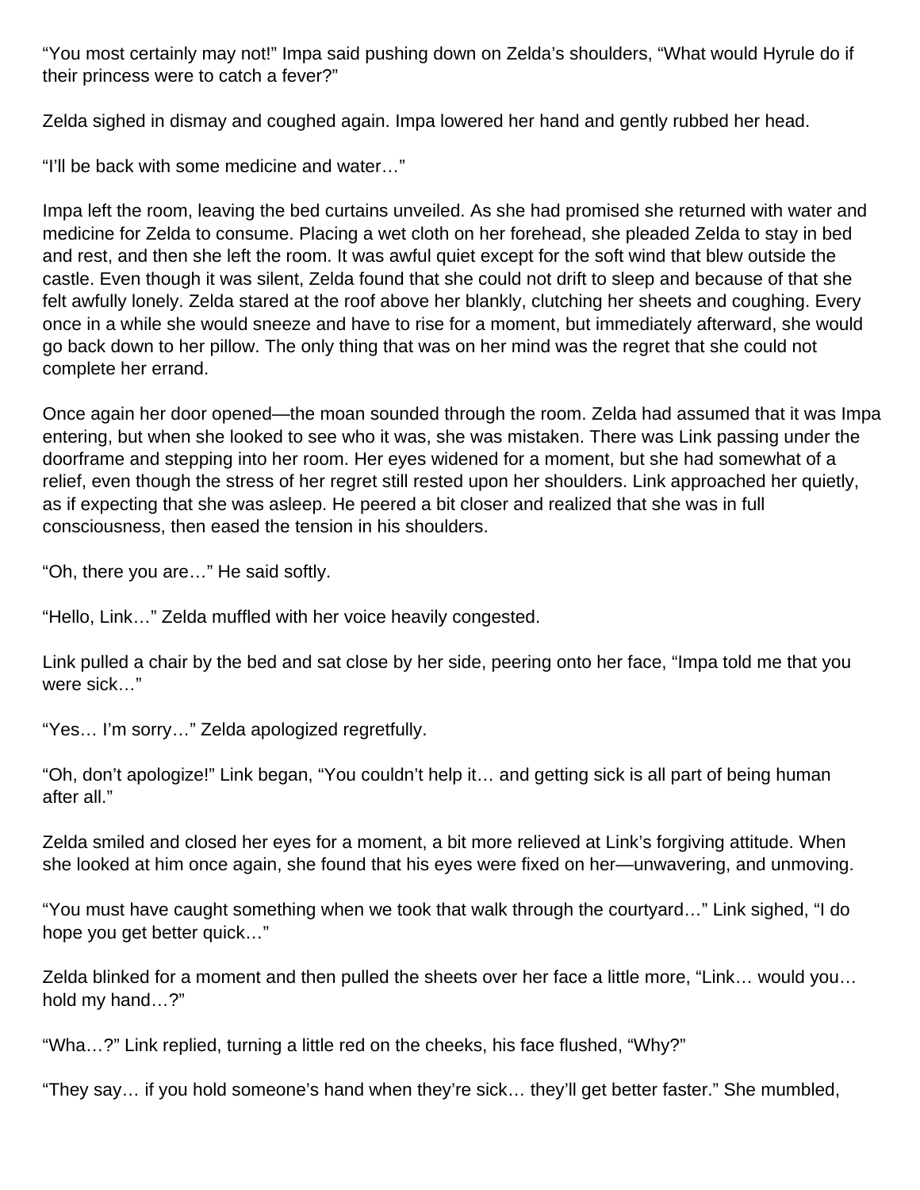"You most certainly may not!" Impa said pushing down on Zelda's shoulders, "What would Hyrule do if their princess were to catch a fever?"

Zelda sighed in dismay and coughed again. Impa lowered her hand and gently rubbed her head.

"I'll be back with some medicine and water…"

Impa left the room, leaving the bed curtains unveiled. As she had promised she returned with water and medicine for Zelda to consume. Placing a wet cloth on her forehead, she pleaded Zelda to stay in bed and rest, and then she left the room. It was awful quiet except for the soft wind that blew outside the castle. Even though it was silent, Zelda found that she could not drift to sleep and because of that she felt awfully lonely. Zelda stared at the roof above her blankly, clutching her sheets and coughing. Every once in a while she would sneeze and have to rise for a moment, but immediately afterward, she would go back down to her pillow. The only thing that was on her mind was the regret that she could not complete her errand.

Once again her door opened—the moan sounded through the room. Zelda had assumed that it was Impa entering, but when she looked to see who it was, she was mistaken. There was Link passing under the doorframe and stepping into her room. Her eyes widened for a moment, but she had somewhat of a relief, even though the stress of her regret still rested upon her shoulders. Link approached her quietly, as if expecting that she was asleep. He peered a bit closer and realized that she was in full consciousness, then eased the tension in his shoulders.

"Oh, there you are…" He said softly.

"Hello, Link…" Zelda muffled with her voice heavily congested.

Link pulled a chair by the bed and sat close by her side, peering onto her face, "Impa told me that you were sick…"

"Yes… I'm sorry…" Zelda apologized regretfully.

"Oh, don't apologize!" Link began, "You couldn't help it… and getting sick is all part of being human after all."

Zelda smiled and closed her eyes for a moment, a bit more relieved at Link's forgiving attitude. When she looked at him once again, she found that his eyes were fixed on her—unwavering, and unmoving.

"You must have caught something when we took that walk through the courtyard…" Link sighed, "I do hope you get better quick…"

Zelda blinked for a moment and then pulled the sheets over her face a little more, "Link… would you… hold my hand…?"

"Wha…?" Link replied, turning a little red on the cheeks, his face flushed, "Why?"

"They say… if you hold someone's hand when they're sick… they'll get better faster." She mumbled,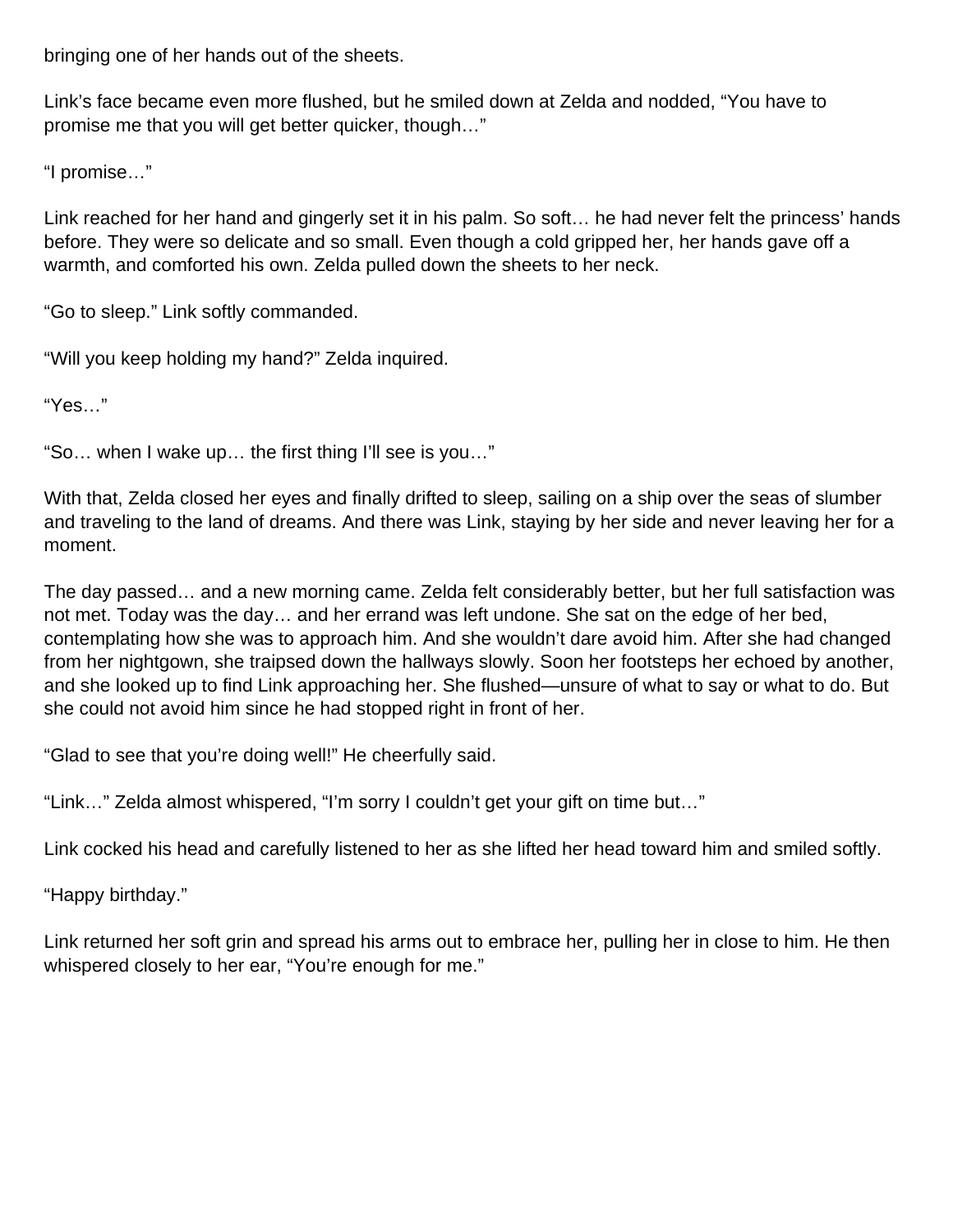bringing one of her hands out of the sheets.

Link's face became even more flushed, but he smiled down at Zelda and nodded, "You have to promise me that you will get better quicker, though…"

"I promise…"

Link reached for her hand and gingerly set it in his palm. So soft… he had never felt the princess' hands before. They were so delicate and so small. Even though a cold gripped her, her hands gave off a warmth, and comforted his own. Zelda pulled down the sheets to her neck.

"Go to sleep." Link softly commanded.

"Will you keep holding my hand?" Zelda inquired.

"Yes…"

"So… when I wake up… the first thing I'll see is you…"

With that, Zelda closed her eyes and finally drifted to sleep, sailing on a ship over the seas of slumber and traveling to the land of dreams. And there was Link, staying by her side and never leaving her for a moment.

The day passed… and a new morning came. Zelda felt considerably better, but her full satisfaction was not met. Today was the day… and her errand was left undone. She sat on the edge of her bed, contemplating how she was to approach him. And she wouldn't dare avoid him. After she had changed from her nightgown, she traipsed down the hallways slowly. Soon her footsteps her echoed by another, and she looked up to find Link approaching her. She flushed—unsure of what to say or what to do. But she could not avoid him since he had stopped right in front of her.

"Glad to see that you're doing well!" He cheerfully said.

"Link…" Zelda almost whispered, "I'm sorry I couldn't get your gift on time but…"

Link cocked his head and carefully listened to her as she lifted her head toward him and smiled softly.

"Happy birthday."

Link returned her soft grin and spread his arms out to embrace her, pulling her in close to him. He then whispered closely to her ear, "You're enough for me."